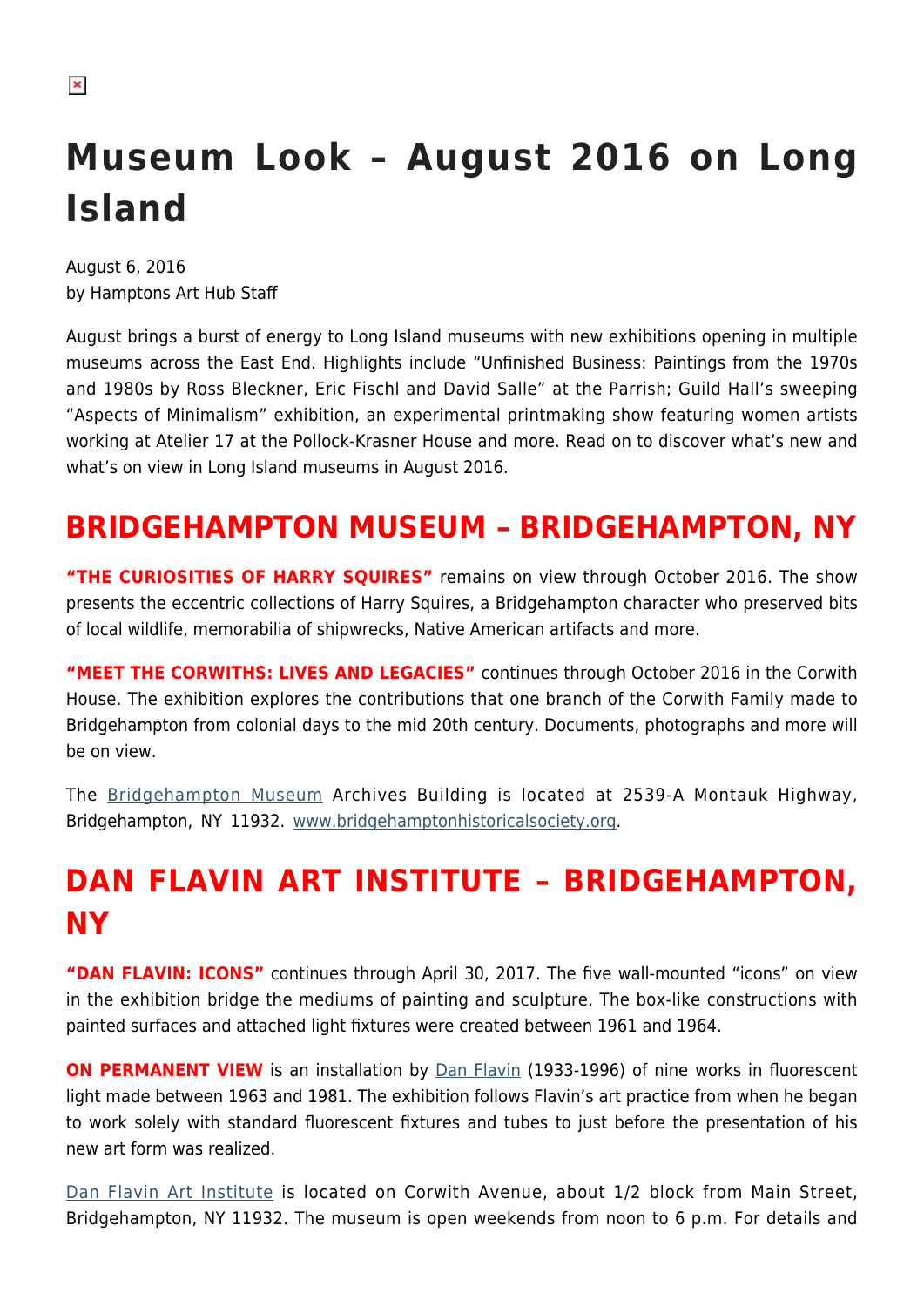# Museum Look – August 2016 on Long Island

August 6, 2016
by Hamptons Art Hub Staff

August brings a burst of energy to Long Island museums with new exhibitions opening in multiple museums across the East End. Highlights include "Unfinished Business: Paintings from the 1970s and 1980s by Ross Bleckner, Eric Fischl and David Salle" at the Parrish; Guild Hall's sweeping "Aspects of Minimalism" exhibition, an experimental printmaking show featuring women artists working at Atelier 17 at the Pollock-Krasner House and more. Read on to discover what's new and what's on view in Long Island museums in August 2016.

## BRIDGEHAMPTON MUSEUM – BRIDGEHAMPTON, NY

**"THE CURIOSITIES OF HARRY SQUIRES"** remains on view through October 2016. The show presents the eccentric collections of Harry Squires, a Bridgehampton character who preserved bits of local wildlife, memorabilia of shipwrecks, Native American artifacts and more.

**"MEET THE CORWITHS: LIVES AND LEGACIES"** continues through October 2016 in the Corwith House. The exhibition explores the contributions that one branch of the Corwith Family made to Bridgehampton from colonial days to the mid 20th century. Documents, photographs and more will be on view.

The Bridgehampton Museum Archives Building is located at 2539-A Montauk Highway, Bridgehampton, NY 11932. www.bridgehamptonhistoricalsociety.org.

## DAN FLAVIN ART INSTITUTE – BRIDGEHAMPTON, NY

**"DAN FLAVIN: ICONS"** continues through April 30, 2017. The five wall-mounted "icons" on view in the exhibition bridge the mediums of painting and sculpture. The box-like constructions with painted surfaces and attached light fixtures were created between 1961 and 1964.

**ON PERMANENT VIEW** is an installation by Dan Flavin (1933-1996) of nine works in fluorescent light made between 1963 and 1981. The exhibition follows Flavin's art practice from when he began to work solely with standard fluorescent fixtures and tubes to just before the presentation of his new art form was realized.

Dan Flavin Art Institute is located on Corwith Avenue, about 1/2 block from Main Street, Bridgehampton, NY 11932. The museum is open weekends from noon to 6 p.m. For details and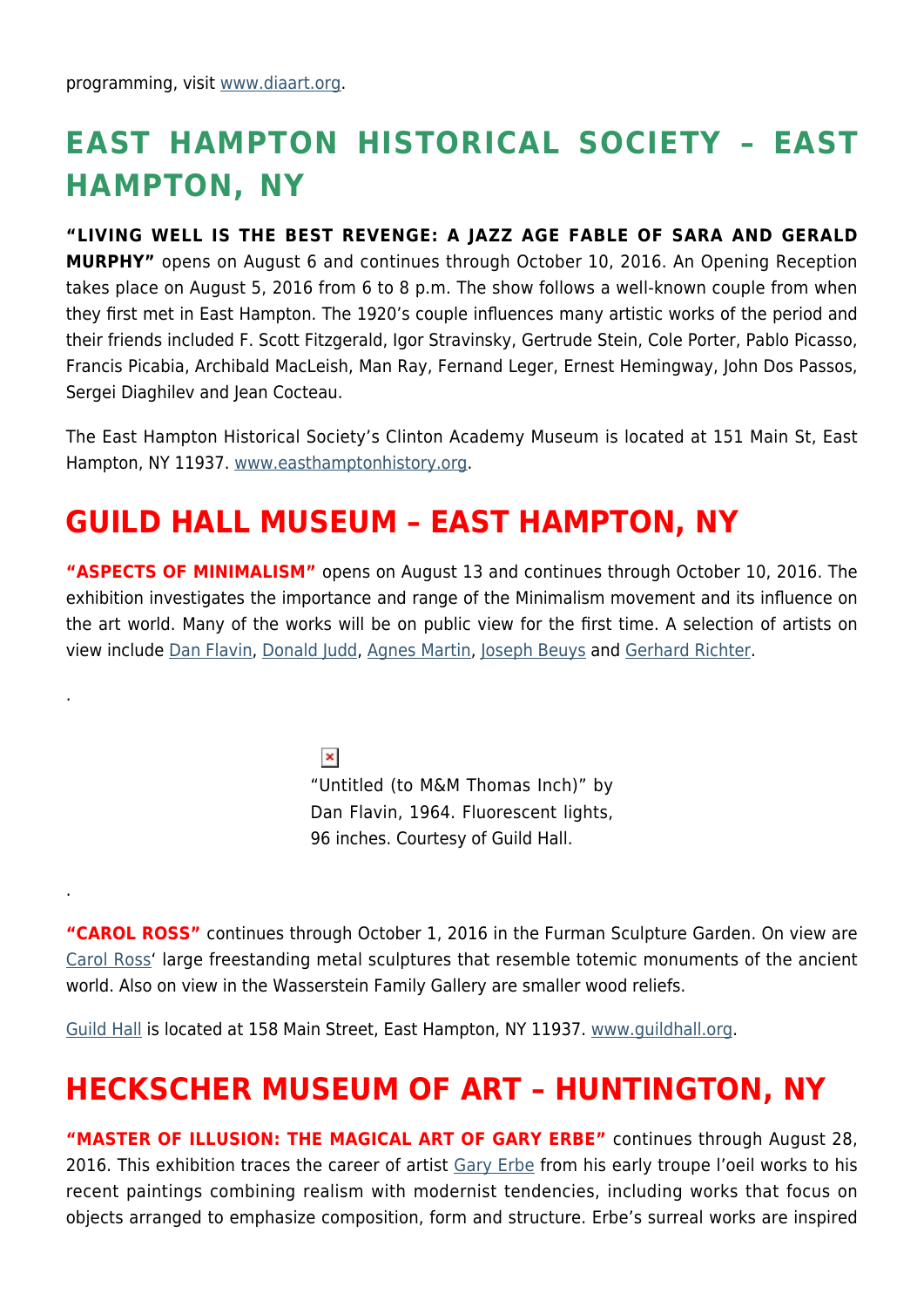programming, visit www.diaart.org.

## EAST HAMPTON HISTORICAL SOCIETY – EAST HAMPTON, NY

**"LIVING WELL IS THE BEST REVENGE: A JAZZ AGE FABLE OF SARA AND GERALD MURPHY"** opens on August 6 and continues through October 10, 2016. An Opening Reception takes place on August 5, 2016 from 6 to 8 p.m. The show follows a well-known couple from when they first met in East Hampton. The 1920's couple influences many artistic works of the period and their friends included F. Scott Fitzgerald, Igor Stravinsky, Gertrude Stein, Cole Porter, Pablo Picasso, Francis Picabia, Archibald MacLeish, Man Ray, Fernand Leger, Ernest Hemingway, John Dos Passos, Sergei Diaghilev and Jean Cocteau.

The East Hampton Historical Society's Clinton Academy Museum is located at 151 Main St, East Hampton, NY 11937. www.easthamptonhistory.org.

## GUILD HALL MUSEUM – EAST HAMPTON, NY

**"ASPECTS OF MINIMALISM"** opens on August 13 and continues through October 10, 2016. The exhibition investigates the importance and range of the Minimalism movement and its influence on the art world. Many of the works will be on public view for the first time. A selection of artists on view include Dan Flavin, Donald Judd, Agnes Martin, Joseph Beuys and Gerhard Richter.

.

"Untitled (to M&M Thomas Inch)" by Dan Flavin, 1964. Fluorescent lights, 96 inches. Courtesy of Guild Hall.

.

**"CAROL ROSS"** continues through October 1, 2016 in the Furman Sculpture Garden. On view are Carol Ross' large freestanding metal sculptures that resemble totemic monuments of the ancient world. Also on view in the Wasserstein Family Gallery are smaller wood reliefs.

Guild Hall is located at 158 Main Street, East Hampton, NY 11937. www.guildhall.org.

## HECKSCHER MUSEUM OF ART – HUNTINGTON, NY

**"MASTER OF ILLUSION: THE MAGICAL ART OF GARY ERBE"** continues through August 28, 2016. This exhibition traces the career of artist Gary Erbe from his early troupe l'oeil works to his recent paintings combining realism with modernist tendencies, including works that focus on objects arranged to emphasize composition, form and structure. Erbe's surreal works are inspired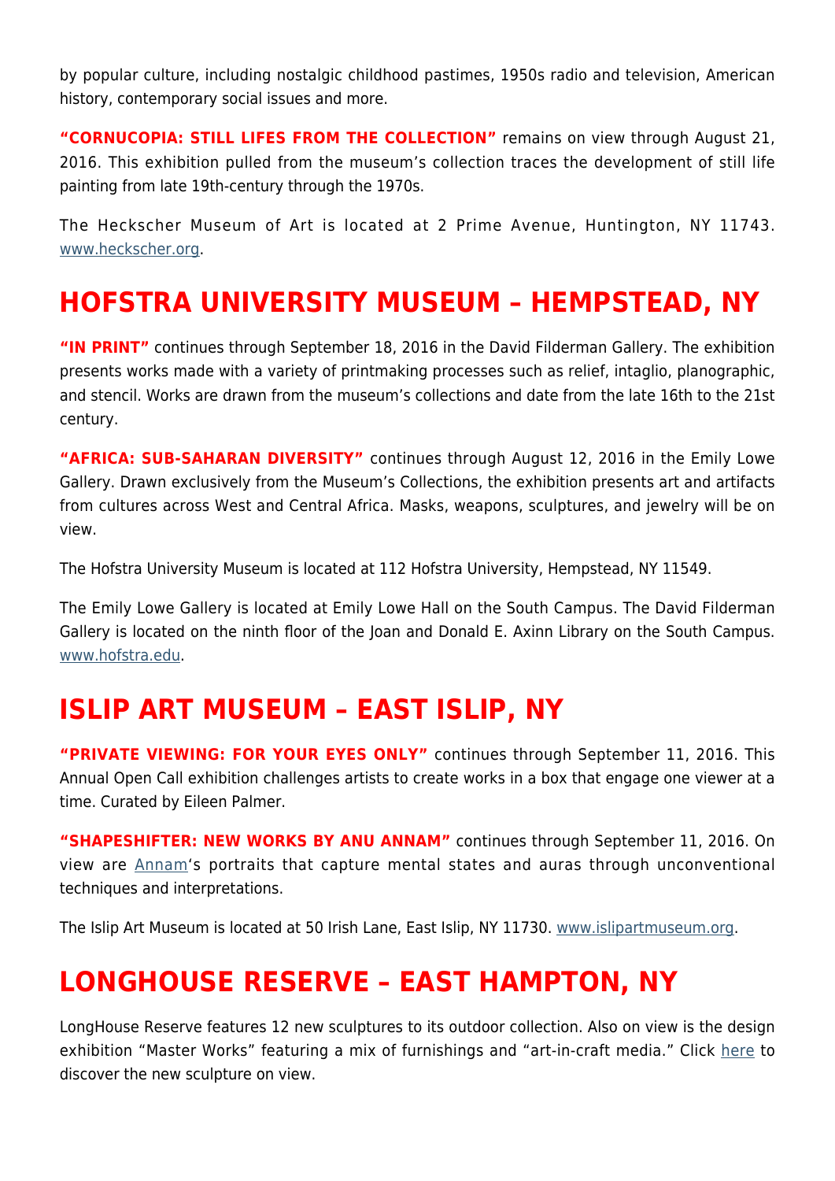by popular culture, including nostalgic childhood pastimes, 1950s radio and television, American history, contemporary social issues and more.

**"CORNUCOPIA: STILL LIFES FROM THE COLLECTION"** remains on view through August 21, 2016. This exhibition pulled from the museum's collection traces the development of still life painting from late 19th-century through the 1970s.

The Heckscher Museum of Art is located at 2 Prime Avenue, Huntington, NY 11743. [www.heckscher.org](www.heckscher.org).

## HOFSTRA UNIVERSITY MUSEUM – HEMPSTEAD, NY

**"IN PRINT"** continues through September 18, 2016 in the David Filderman Gallery. The exhibition presents works made with a variety of printmaking processes such as relief, intaglio, planographic, and stencil. Works are drawn from the museum's collections and date from the late 16th to the 21st century.

**"AFRICA: SUB-SAHARAN DIVERSITY"** continues through August 12, 2016 in the Emily Lowe Gallery. Drawn exclusively from the Museum's Collections, the exhibition presents art and artifacts from cultures across West and Central Africa. Masks, weapons, sculptures, and jewelry will be on view.

The Hofstra University Museum is located at 112 Hofstra University, Hempstead, NY 11549.

The Emily Lowe Gallery is located at Emily Lowe Hall on the South Campus. The David Filderman Gallery is located on the ninth floor of the Joan and Donald E. Axinn Library on the South Campus. [www.hofstra.edu](www.hofstra.edu).

## ISLIP ART MUSEUM – EAST ISLIP, NY

**"PRIVATE VIEWING: FOR YOUR EYES ONLY"** continues through September 11, 2016. This Annual Open Call exhibition challenges artists to create works in a box that engage one viewer at a time. Curated by Eileen Palmer.

**"SHAPESHIFTER: NEW WORKS BY ANU ANNAM"** continues through September 11, 2016. On view are Annam's portraits that capture mental states and auras through unconventional techniques and interpretations.

The Islip Art Museum is located at 50 Irish Lane, East Islip, NY 11730. [www.islipartmuseum.org](www.islipartmuseum.org).

## LONGHOUSE RESERVE – EAST HAMPTON, NY

LongHouse Reserve features 12 new sculptures to its outdoor collection. Also on view is the design exhibition "Master Works" featuring a mix of furnishings and "art-in-craft media." Click here to discover the new sculpture on view.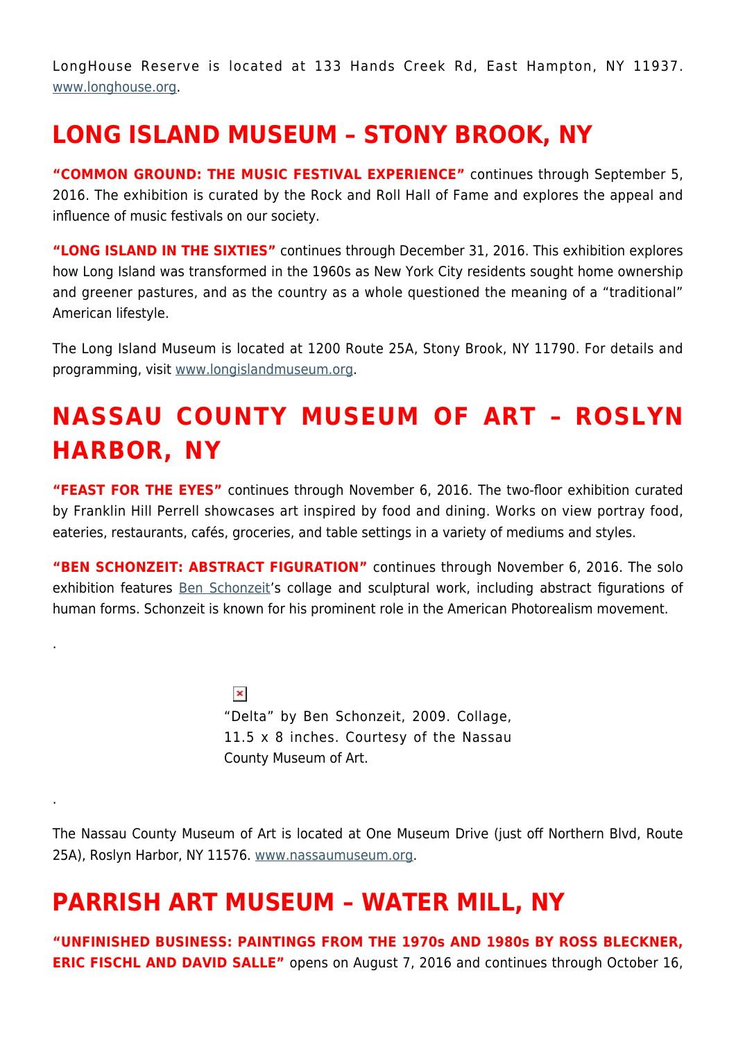LongHouse Reserve is located at 133 Hands Creek Rd, East Hampton, NY 11937. www.longhouse.org.

## LONG ISLAND MUSEUM – STONY BROOK, NY

**"COMMON GROUND: THE MUSIC FESTIVAL EXPERIENCE"** continues through September 5, 2016. The exhibition is curated by the Rock and Roll Hall of Fame and explores the appeal and influence of music festivals on our society.

**"LONG ISLAND IN THE SIXTIES"** continues through December 31, 2016. This exhibition explores how Long Island was transformed in the 1960s as New York City residents sought home ownership and greener pastures, and as the country as a whole questioned the meaning of a "traditional" American lifestyle.

The Long Island Museum is located at 1200 Route 25A, Stony Brook, NY 11790. For details and programming, visit www.longislandmuseum.org.

## NASSAU COUNTY MUSEUM OF ART – ROSLYN HARBOR, NY

**"FEAST FOR THE EYES"** continues through November 6, 2016. The two-floor exhibition curated by Franklin Hill Perrell showcases art inspired by food and dining. Works on view portray food, eateries, restaurants, cafés, groceries, and table settings in a variety of mediums and styles.

**"BEN SCHONZEIT: ABSTRACT FIGURATION"** continues through November 6, 2016. The solo exhibition features Ben Schonzeit's collage and sculptural work, including abstract figurations of human forms. Schonzeit is known for his prominent role in the American Photorealism movement.

.

"Delta" by Ben Schonzeit, 2009. Collage, 11.5 x 8 inches. Courtesy of the Nassau County Museum of Art.

.

The Nassau County Museum of Art is located at One Museum Drive (just off Northern Blvd, Route 25A), Roslyn Harbor, NY 11576. www.nassaumuseum.org.

## PARRISH ART MUSEUM – WATER MILL, NY

**"UNFINISHED BUSINESS: PAINTINGS FROM THE 1970s AND 1980s BY ROSS BLECKNER, ERIC FISCHL AND DAVID SALLE"** opens on August 7, 2016 and continues through October 16,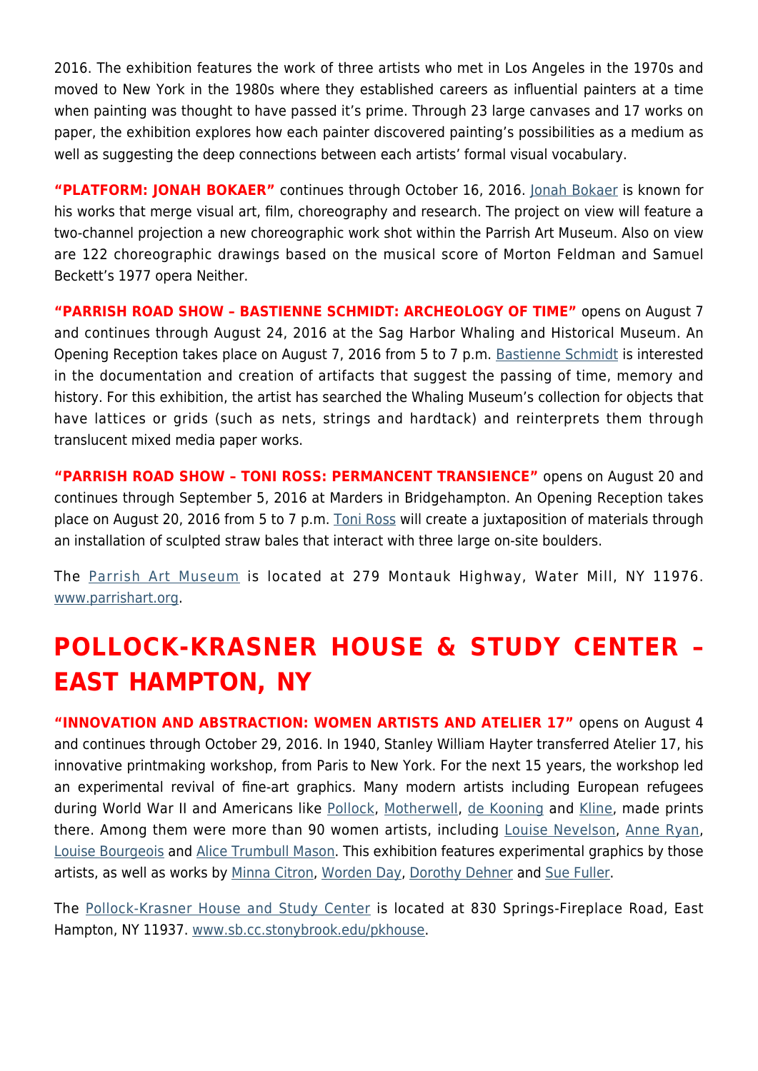2016. The exhibition features the work of three artists who met in Los Angeles in the 1970s and moved to New York in the 1980s where they established careers as influential painters at a time when painting was thought to have passed it's prime. Through 23 large canvases and 17 works on paper, the exhibition explores how each painter discovered painting's possibilities as a medium as well as suggesting the deep connections between each artists' formal visual vocabulary.

**"PLATFORM: JONAH BOKAER"** continues through October 16, 2016. Jonah Bokaer is known for his works that merge visual art, film, choreography and research. The project on view will feature a two-channel projection a new choreographic work shot within the Parrish Art Museum. Also on view are 122 choreographic drawings based on the musical score of Morton Feldman and Samuel Beckett's 1977 opera Neither.

**"PARRISH ROAD SHOW – BASTIENNE SCHMIDT: ARCHEOLOGY OF TIME"** opens on August 7 and continues through August 24, 2016 at the Sag Harbor Whaling and Historical Museum. An Opening Reception takes place on August 7, 2016 from 5 to 7 p.m. Bastienne Schmidt is interested in the documentation and creation of artifacts that suggest the passing of time, memory and history. For this exhibition, the artist has searched the Whaling Museum's collection for objects that have lattices or grids (such as nets, strings and hardtack) and reinterprets them through translucent mixed media paper works.

**"PARRISH ROAD SHOW – TONI ROSS: PERMANCENT TRANSIENCE"** opens on August 20 and continues through September 5, 2016 at Marders in Bridgehampton. An Opening Reception takes place on August 20, 2016 from 5 to 7 p.m. Toni Ross will create a juxtaposition of materials through an installation of sculpted straw bales that interact with three large on-site boulders.

The Parrish Art Museum is located at 279 Montauk Highway, Water Mill, NY 11976. www.parrishart.org.

## POLLOCK-KRASNER HOUSE & STUDY CENTER – EAST HAMPTON, NY

**"INNOVATION AND ABSTRACTION: WOMEN ARTISTS AND ATELIER 17"** opens on August 4 and continues through October 29, 2016. In 1940, Stanley William Hayter transferred Atelier 17, his innovative printmaking workshop, from Paris to New York. For the next 15 years, the workshop led an experimental revival of fine-art graphics. Many modern artists including European refugees during World War II and Americans like Pollock, Motherwell, de Kooning and Kline, made prints there. Among them were more than 90 women artists, including Louise Nevelson, Anne Ryan, Louise Bourgeois and Alice Trumbull Mason. This exhibition features experimental graphics by those artists, as well as works by Minna Citron, Worden Day, Dorothy Dehner and Sue Fuller.

The Pollock-Krasner House and Study Center is located at 830 Springs-Fireplace Road, East Hampton, NY 11937. www.sb.cc.stonybrook.edu/pkhouse.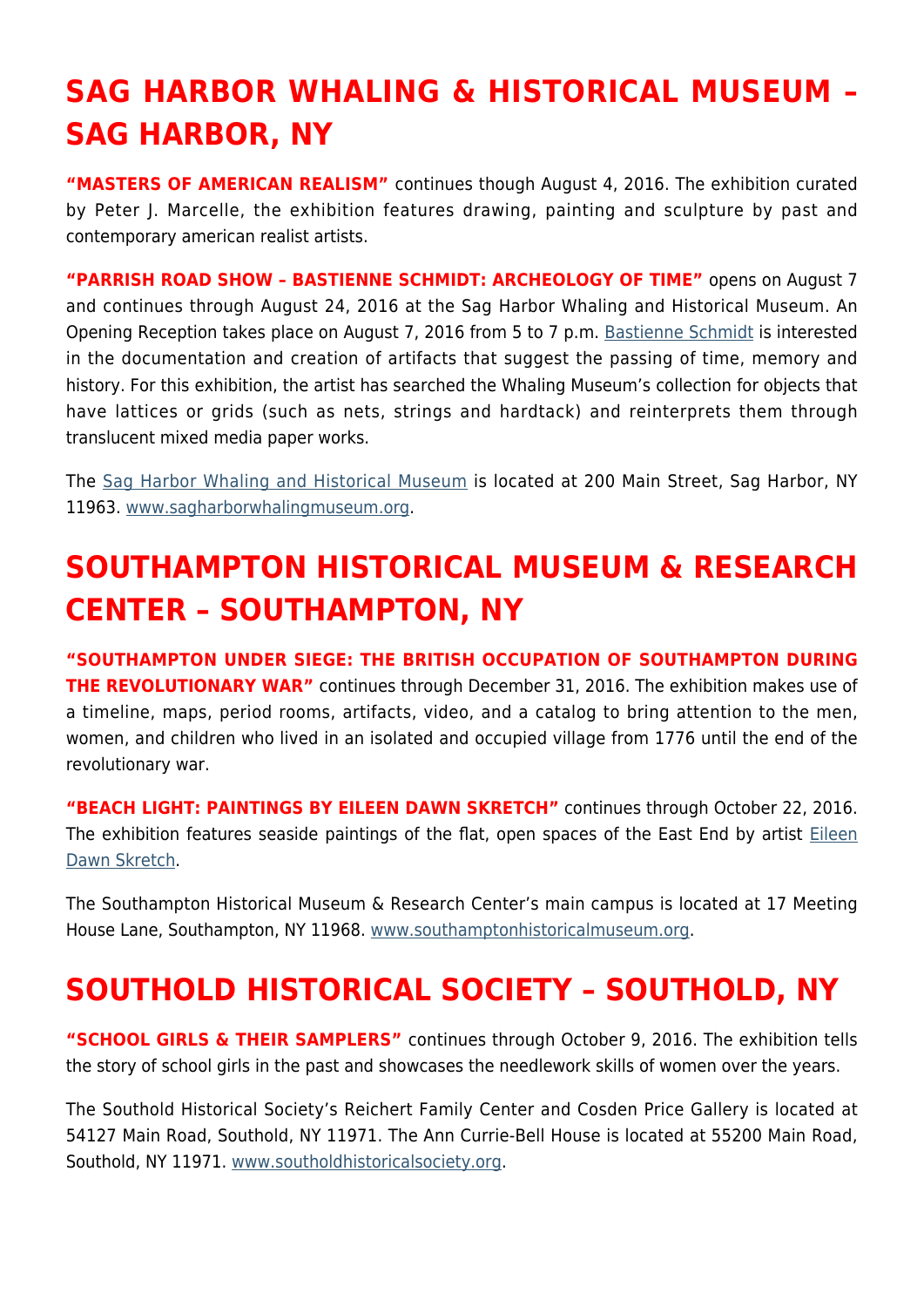## SAG HARBOR WHALING & HISTORICAL MUSEUM – SAG HARBOR, NY

**"MASTERS OF AMERICAN REALISM"** continues though August 4, 2016. The exhibition curated by Peter J. Marcelle, the exhibition features drawing, painting and sculpture by past and contemporary american realist artists.

**"PARRISH ROAD SHOW – BASTIENNE SCHMIDT: ARCHEOLOGY OF TIME"** opens on August 7 and continues through August 24, 2016 at the Sag Harbor Whaling and Historical Museum. An Opening Reception takes place on August 7, 2016 from 5 to 7 p.m. Bastienne Schmidt is interested in the documentation and creation of artifacts that suggest the passing of time, memory and history. For this exhibition, the artist has searched the Whaling Museum's collection for objects that have lattices or grids (such as nets, strings and hardtack) and reinterprets them through translucent mixed media paper works.

The Sag Harbor Whaling and Historical Museum is located at 200 Main Street, Sag Harbor, NY 11963. www.sagharborwhalingmuseum.org.

## SOUTHAMPTON HISTORICAL MUSEUM & RESEARCH CENTER – SOUTHAMPTON, NY

**"SOUTHAMPTON UNDER SIEGE: THE BRITISH OCCUPATION OF SOUTHAMPTON DURING THE REVOLUTIONARY WAR"** continues through December 31, 2016. The exhibition makes use of a timeline, maps, period rooms, artifacts, video, and a catalog to bring attention to the men, women, and children who lived in an isolated and occupied village from 1776 until the end of the revolutionary war.

**"BEACH LIGHT: PAINTINGS BY EILEEN DAWN SKRETCH"** continues through October 22, 2016. The exhibition features seaside paintings of the flat, open spaces of the East End by artist Eileen Dawn Skretch.

The Southampton Historical Museum & Research Center's main campus is located at 17 Meeting House Lane, Southampton, NY 11968. www.southamptonhistoricalmuseum.org.

## SOUTHOLD HISTORICAL SOCIETY – SOUTHOLD, NY

**"SCHOOL GIRLS & THEIR SAMPLERS"** continues through October 9, 2016. The exhibition tells the story of school girls in the past and showcases the needlework skills of women over the years.

The Southold Historical Society's Reichert Family Center and Cosden Price Gallery is located at 54127 Main Road, Southold, NY 11971. The Ann Currie-Bell House is located at 55200 Main Road, Southold, NY 11971. www.southoldhistoricalsociety.org.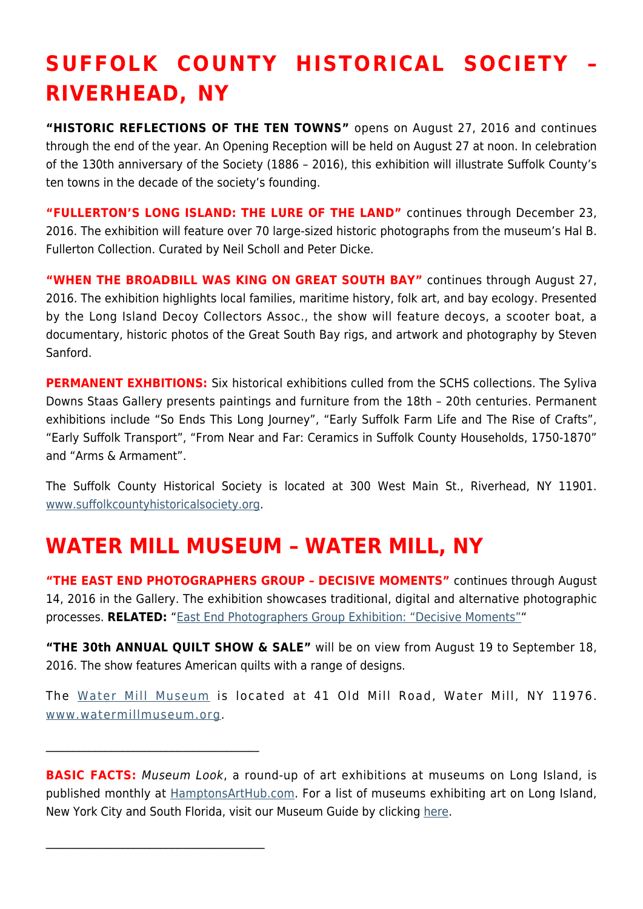## SUFFOLK COUNTY HISTORICAL SOCIETY – RIVERHEAD, NY

**"HISTORIC REFLECTIONS OF THE TEN TOWNS"** opens on August 27, 2016 and continues through the end of the year. An Opening Reception will be held on August 27 at noon. In celebration of the 130th anniversary of the Society (1886 – 2016), this exhibition will illustrate Suffolk County's ten towns in the decade of the society's founding.

**"FULLERTON'S LONG ISLAND: THE LURE OF THE LAND"** continues through December 23, 2016. The exhibition will feature over 70 large-sized historic photographs from the museum's Hal B. Fullerton Collection. Curated by Neil Scholl and Peter Dicke.

**"WHEN THE BROADBILL WAS KING ON GREAT SOUTH BAY"** continues through August 27, 2016. The exhibition highlights local families, maritime history, folk art, and bay ecology. Presented by the Long Island Decoy Collectors Assoc., the show will feature decoys, a scooter boat, a documentary, historic photos of the Great South Bay rigs, and artwork and photography by Steven Sanford.

**PERMANENT EXHBITIONS:** Six historical exhibitions culled from the SCHS collections. The Syliva Downs Staas Gallery presents paintings and furniture from the 18th – 20th centuries. Permanent exhibitions include "So Ends This Long Journey", "Early Suffolk Farm Life and The Rise of Crafts", "Early Suffolk Transport", "From Near and Far: Ceramics in Suffolk County Households, 1750-1870" and "Arms & Armament".

The Suffolk County Historical Society is located at 300 West Main St., Riverhead, NY 11901. www.suffolkcountyhistoricalsociety.org.

## WATER MILL MUSEUM – WATER MILL, NY

**"THE EAST END PHOTOGRAPHERS GROUP – DECISIVE MOMENTS"** continues through August 14, 2016 in the Gallery. The exhibition showcases traditional, digital and alternative photographic processes. **RELATED:** "East End Photographers Group Exhibition: "Decisive Moments""

**"THE 30th ANNUAL QUILT SHOW & SALE"** will be on view from August 19 to September 18, 2016. The show features American quilts with a range of designs.

The Water Mill Museum is located at 41 Old Mill Road, Water Mill, NY 11976. www.watermillmuseum.org.

---

**BASIC FACTS:** *Museum Look*, a round-up of art exhibitions at museums on Long Island, is published monthly at HamptonsArtHub.com. For a list of museums exhibiting art on Long Island, New York City and South Florida, visit our Museum Guide by clicking here.

---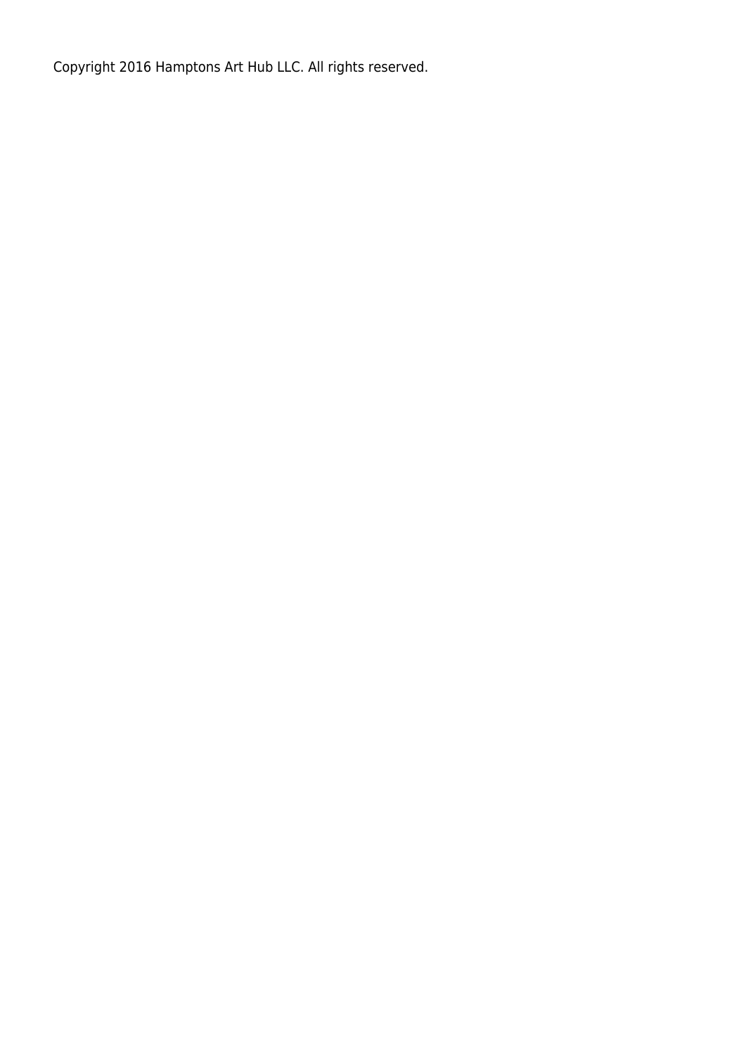Copyright 2016 Hamptons Art Hub LLC. All rights reserved.